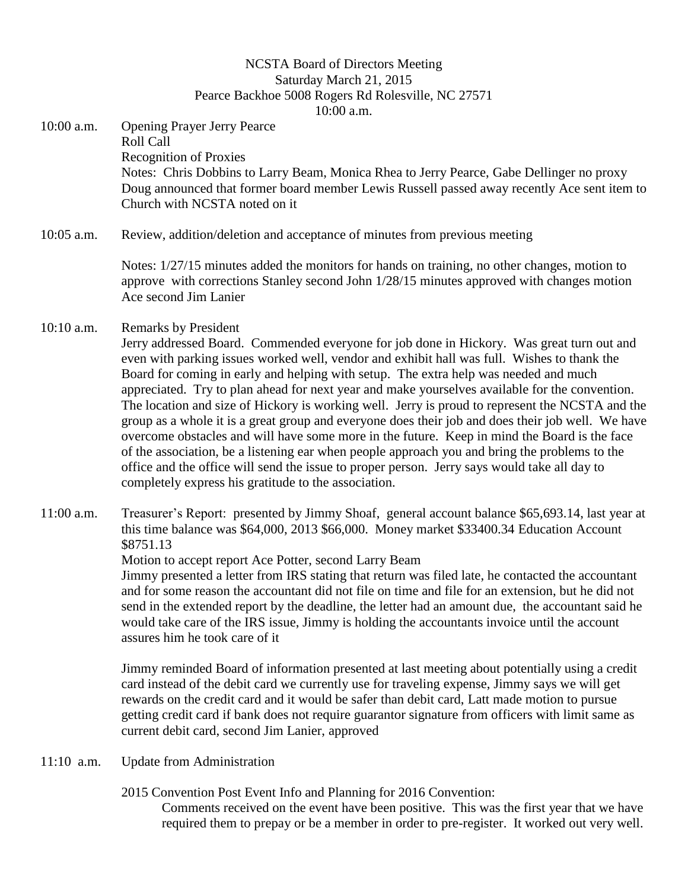NCSTA Board of Directors Meeting
Saturday March 21, 2015
Pearce Backhoe 5008 Rogers Rd Rolesville, NC 27571
10:00 a.m.

10:00 a.m. Opening Prayer Jerry Pearce
Roll Call
Recognition of Proxies
Notes: Chris Dobbins to Larry Beam, Monica Rhea to Jerry Pearce, Gabe Dellinger no proxy
Doug announced that former board member Lewis Russell passed away recently Ace sent item to Church with NCSTA noted on it

10:05 a.m. Review, addition/deletion and acceptance of minutes from previous meeting

Notes: 1/27/15 minutes added the monitors for hands on training, no other changes, motion to approve with corrections Stanley second John 1/28/15 minutes approved with changes motion Ace second Jim Lanier

10:10 a.m. Remarks by President
Jerry addressed Board. Commended everyone for job done in Hickory. Was great turn out and even with parking issues worked well, vendor and exhibit hall was full. Wishes to thank the Board for coming in early and helping with setup. The extra help was needed and much appreciated. Try to plan ahead for next year and make yourselves available for the convention. The location and size of Hickory is working well. Jerry is proud to represent the NCSTA and the group as a whole it is a great group and everyone does their job and does their job well. We have overcome obstacles and will have some more in the future. Keep in mind the Board is the face of the association, be a listening ear when people approach you and bring the problems to the office and the office will send the issue to proper person. Jerry says would take all day to completely express his gratitude to the association.

11:00 a.m. Treasurer's Report: presented by Jimmy Shoaf, general account balance $65,693.14, last year at this time balance was $64,000, 2013 $66,000. Money market $33400.34 Education Account $8751.13
Motion to accept report Ace Potter, second Larry Beam
Jimmy presented a letter from IRS stating that return was filed late, he contacted the accountant and for some reason the accountant did not file on time and file for an extension, but he did not send in the extended report by the deadline, the letter had an amount due, the accountant said he would take care of the IRS issue, Jimmy is holding the accountants invoice until the account assures him he took care of it

Jimmy reminded Board of information presented at last meeting about potentially using a credit card instead of the debit card we currently use for traveling expense, Jimmy says we will get rewards on the credit card and it would be safer than debit card, Latt made motion to pursue getting credit card if bank does not require guarantor signature from officers with limit same as current debit card, second Jim Lanier, approved

11:10 a.m. Update from Administration

2015 Convention Post Event Info and Planning for 2016 Convention:
Comments received on the event have been positive. This was the first year that we have required them to prepay or be a member in order to pre-register. It worked out very well.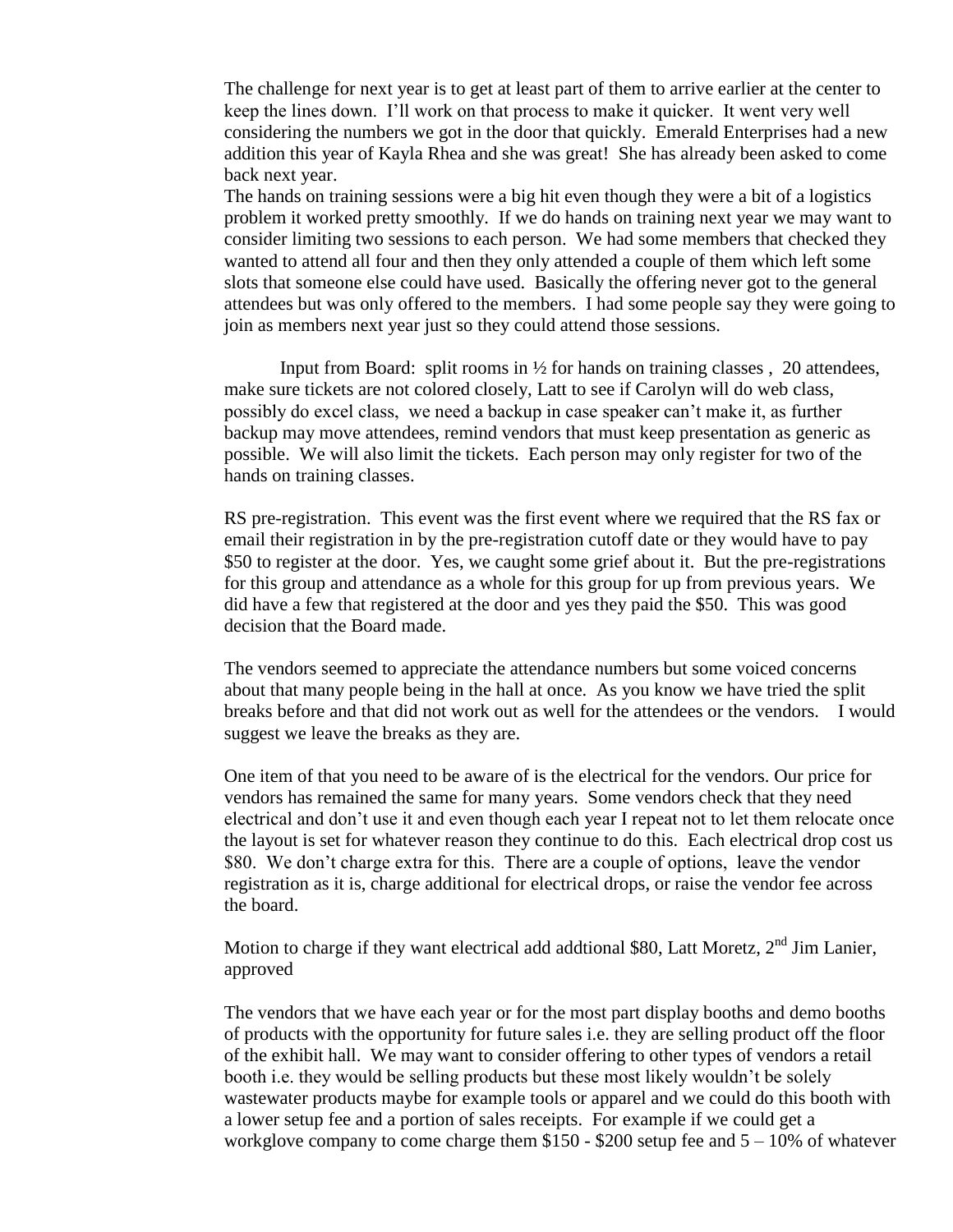The challenge for next year is to get at least part of them to arrive earlier at the center to keep the lines down. I'll work on that process to make it quicker. It went very well considering the numbers we got in the door that quickly. Emerald Enterprises had a new addition this year of Kayla Rhea and she was great! She has already been asked to come back next year.

The hands on training sessions were a big hit even though they were a bit of a logistics problem it worked pretty smoothly. If we do hands on training next year we may want to consider limiting two sessions to each person. We had some members that checked they wanted to attend all four and then they only attended a couple of them which left some slots that someone else could have used. Basically the offering never got to the general attendees but was only offered to the members. I had some people say they were going to join as members next year just so they could attend those sessions.

Input from Board: split rooms in ½ for hands on training classes , 20 attendees, make sure tickets are not colored closely, Latt to see if Carolyn will do web class, possibly do excel class, we need a backup in case speaker can't make it, as further backup may move attendees, remind vendors that must keep presentation as generic as possible. We will also limit the tickets. Each person may only register for two of the hands on training classes.

RS pre-registration. This event was the first event where we required that the RS fax or email their registration in by the pre-registration cutoff date or they would have to pay $50 to register at the door. Yes, we caught some grief about it. But the pre-registrations for this group and attendance as a whole for this group for up from previous years. We did have a few that registered at the door and yes they paid the $50. This was good decision that the Board made.

The vendors seemed to appreciate the attendance numbers but some voiced concerns about that many people being in the hall at once. As you know we have tried the split breaks before and that did not work out as well for the attendees or the vendors. I would suggest we leave the breaks as they are.

One item of that you need to be aware of is the electrical for the vendors. Our price for vendors has remained the same for many years. Some vendors check that they need electrical and don't use it and even though each year I repeat not to let them relocate once the layout is set for whatever reason they continue to do this. Each electrical drop cost us $80. We don't charge extra for this. There are a couple of options, leave the vendor registration as it is, charge additional for electrical drops, or raise the vendor fee across the board.

Motion to charge if they want electrical add addtional $80, Latt Moretz, 2nd Jim Lanier, approved

The vendors that we have each year or for the most part display booths and demo booths of products with the opportunity for future sales i.e. they are selling product off the floor of the exhibit hall. We may want to consider offering to other types of vendors a retail booth i.e. they would be selling products but these most likely wouldn't be solely wastewater products maybe for example tools or apparel and we could do this booth with a lower setup fee and a portion of sales receipts. For example if we could get a workglove company to come charge them $150 - $200 setup fee and 5 – 10% of whatever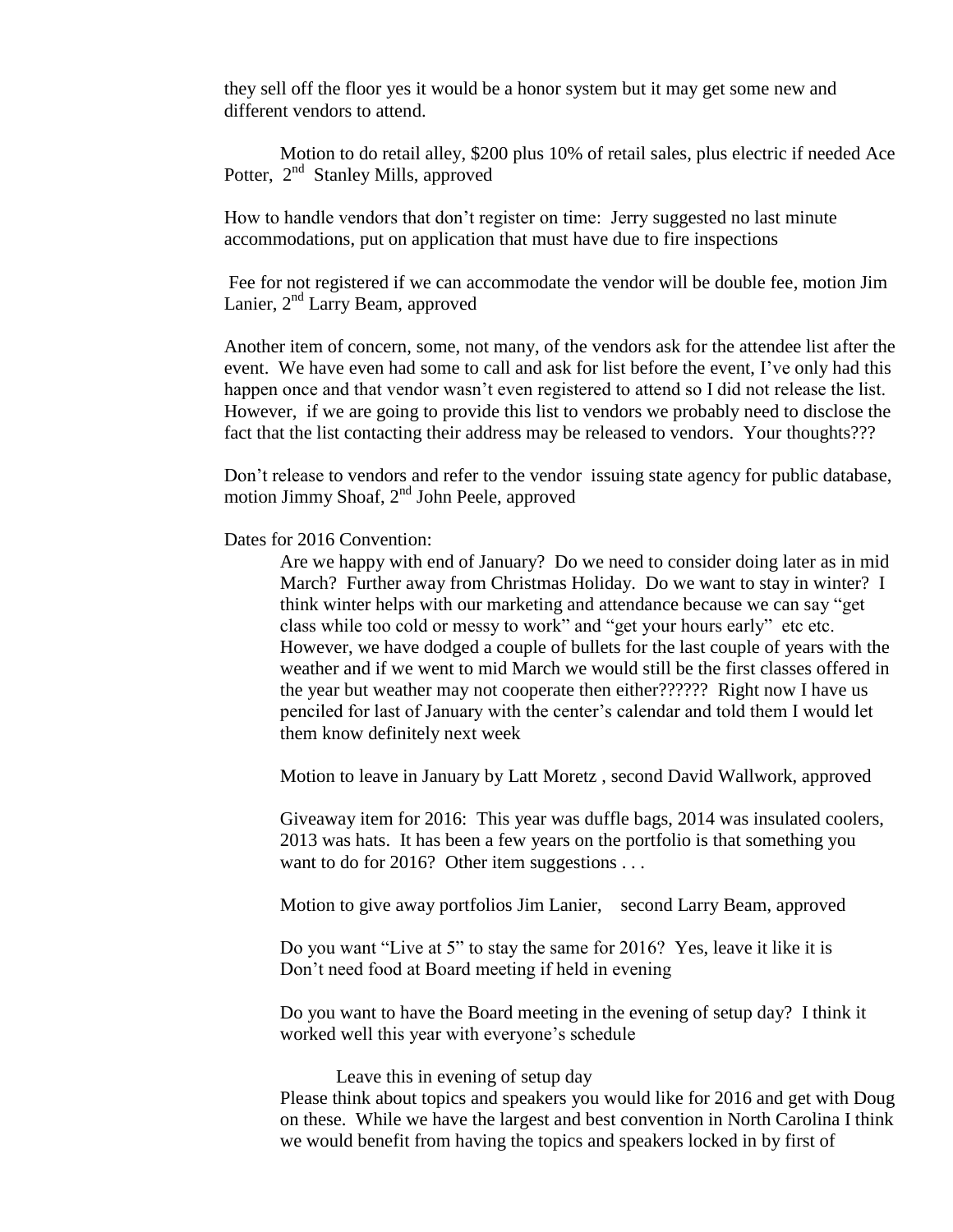they sell off the floor yes it would be a honor system but it may get some new and different vendors to attend.

Motion to do retail alley, $200 plus 10% of retail sales, plus electric if needed Ace Potter, 2nd Stanley Mills, approved

How to handle vendors that don't register on time: Jerry suggested no last minute accommodations, put on application that must have due to fire inspections

Fee for not registered if we can accommodate the vendor will be double fee, motion Jim Lanier, 2nd Larry Beam, approved

Another item of concern, some, not many, of the vendors ask for the attendee list after the event. We have even had some to call and ask for list before the event, I've only had this happen once and that vendor wasn't even registered to attend so I did not release the list. However, if we are going to provide this list to vendors we probably need to disclose the fact that the list contacting their address may be released to vendors. Your thoughts???

Don't release to vendors and refer to the vendor issuing state agency for public database, motion Jimmy Shoaf, 2nd John Peele, approved

Dates for 2016 Convention:

Are we happy with end of January? Do we need to consider doing later as in mid March? Further away from Christmas Holiday. Do we want to stay in winter? I think winter helps with our marketing and attendance because we can say "get class while too cold or messy to work" and "get your hours early" etc etc. However, we have dodged a couple of bullets for the last couple of years with the weather and if we went to mid March we would still be the first classes offered in the year but weather may not cooperate then either?????? Right now I have us penciled for last of January with the center's calendar and told them I would let them know definitely next week

Motion to leave in January by Latt Moretz , second David Wallwork, approved

Giveaway item for 2016: This year was duffle bags, 2014 was insulated coolers, 2013 was hats. It has been a few years on the portfolio is that something you want to do for 2016? Other item suggestions . . .

Motion to give away portfolios Jim Lanier, second Larry Beam, approved

Do you want "Live at 5" to stay the same for 2016? Yes, leave it like it is
Don't need food at Board meeting if held in evening

Do you want to have the Board meeting in the evening of setup day? I think it worked well this year with everyone's schedule

Leave this in evening of setup day

Please think about topics and speakers you would like for 2016 and get with Doug on these. While we have the largest and best convention in North Carolina I think we would benefit from having the topics and speakers locked in by first of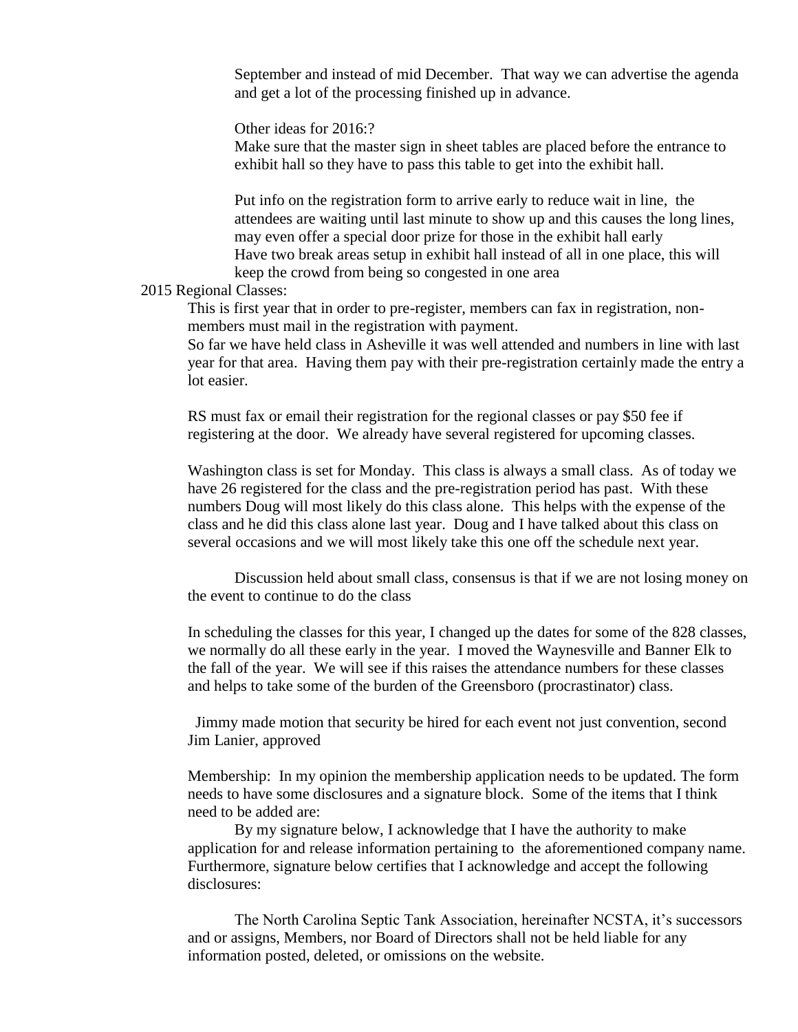September and instead of mid December. That way we can advertise the agenda and get a lot of the processing finished up in advance.

Other ideas for 2016:?

Make sure that the master sign in sheet tables are placed before the entrance to exhibit hall so they have to pass this table to get into the exhibit hall.

Put info on the registration form to arrive early to reduce wait in line, the attendees are waiting until last minute to show up and this causes the long lines, may even offer a special door prize for those in the exhibit hall early

Have two break areas setup in exhibit hall instead of all in one place, this will keep the crowd from being so congested in one area

2015 Regional Classes:

This is first year that in order to pre-register, members can fax in registration, non-members must mail in the registration with payment.

So far we have held class in Asheville it was well attended and numbers in line with last year for that area. Having them pay with their pre-registration certainly made the entry a lot easier.

RS must fax or email their registration for the regional classes or pay $50 fee if registering at the door. We already have several registered for upcoming classes.

Washington class is set for Monday. This class is always a small class. As of today we have 26 registered for the class and the pre-registration period has past. With these numbers Doug will most likely do this class alone. This helps with the expense of the class and he did this class alone last year. Doug and I have talked about this class on several occasions and we will most likely take this one off the schedule next year.

Discussion held about small class, consensus is that if we are not losing money on the event to continue to do the class

In scheduling the classes for this year, I changed up the dates for some of the 828 classes, we normally do all these early in the year. I moved the Waynesville and Banner Elk to the fall of the year. We will see if this raises the attendance numbers for these classes and helps to take some of the burden of the Greensboro (procrastinator) class.

Jimmy made motion that security be hired for each event not just convention, second Jim Lanier, approved

Membership: In my opinion the membership application needs to be updated. The form needs to have some disclosures and a signature block. Some of the items that I think need to be added are:

By my signature below, I acknowledge that I have the authority to make application for and release information pertaining to the aforementioned company name. Furthermore, signature below certifies that I acknowledge and accept the following disclosures:

The North Carolina Septic Tank Association, hereinafter NCSTA, it's successors and or assigns, Members, nor Board of Directors shall not be held liable for any information posted, deleted, or omissions on the website.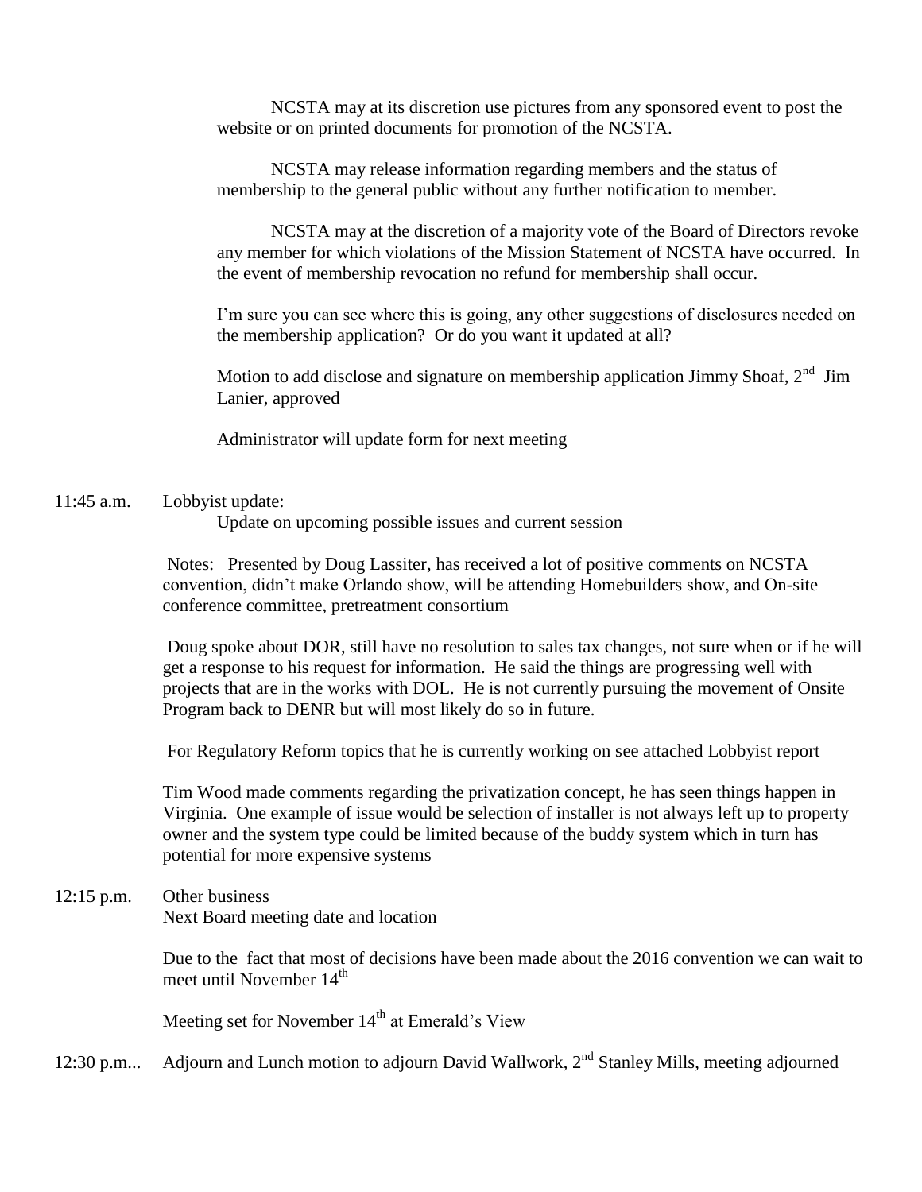NCSTA may at its discretion use pictures from any sponsored event to post the website or on printed documents for promotion of the NCSTA.

NCSTA may release information regarding members and the status of membership to the general public without any further notification to member.

NCSTA may at the discretion of a majority vote of the Board of Directors revoke any member for which violations of the Mission Statement of NCSTA have occurred. In the event of membership revocation no refund for membership shall occur.

I'm sure you can see where this is going, any other suggestions of disclosures needed on the membership application? Or do you want it updated at all?

Motion to add disclose and signature on membership application Jimmy Shoaf, 2nd Jim Lanier, approved

Administrator will update form for next meeting

11:45 a.m. Lobbyist update:

Update on upcoming possible issues and current session

Notes: Presented by Doug Lassiter, has received a lot of positive comments on NCSTA convention, didn't make Orlando show, will be attending Homebuilders show, and On-site conference committee, pretreatment consortium

Doug spoke about DOR, still have no resolution to sales tax changes, not sure when or if he will get a response to his request for information. He said the things are progressing well with projects that are in the works with DOL. He is not currently pursuing the movement of Onsite Program back to DENR but will most likely do so in future.

For Regulatory Reform topics that he is currently working on see attached Lobbyist report

Tim Wood made comments regarding the privatization concept, he has seen things happen in Virginia. One example of issue would be selection of installer is not always left up to property owner and the system type could be limited because of the buddy system which in turn has potential for more expensive systems

12:15 p.m. Other business

Next Board meeting date and location

Due to the fact that most of decisions have been made about the 2016 convention we can wait to meet until November 14th

Meeting set for November 14th at Emerald's View

12:30 p.m... Adjourn and Lunch motion to adjourn David Wallwork, 2nd Stanley Mills, meeting adjourned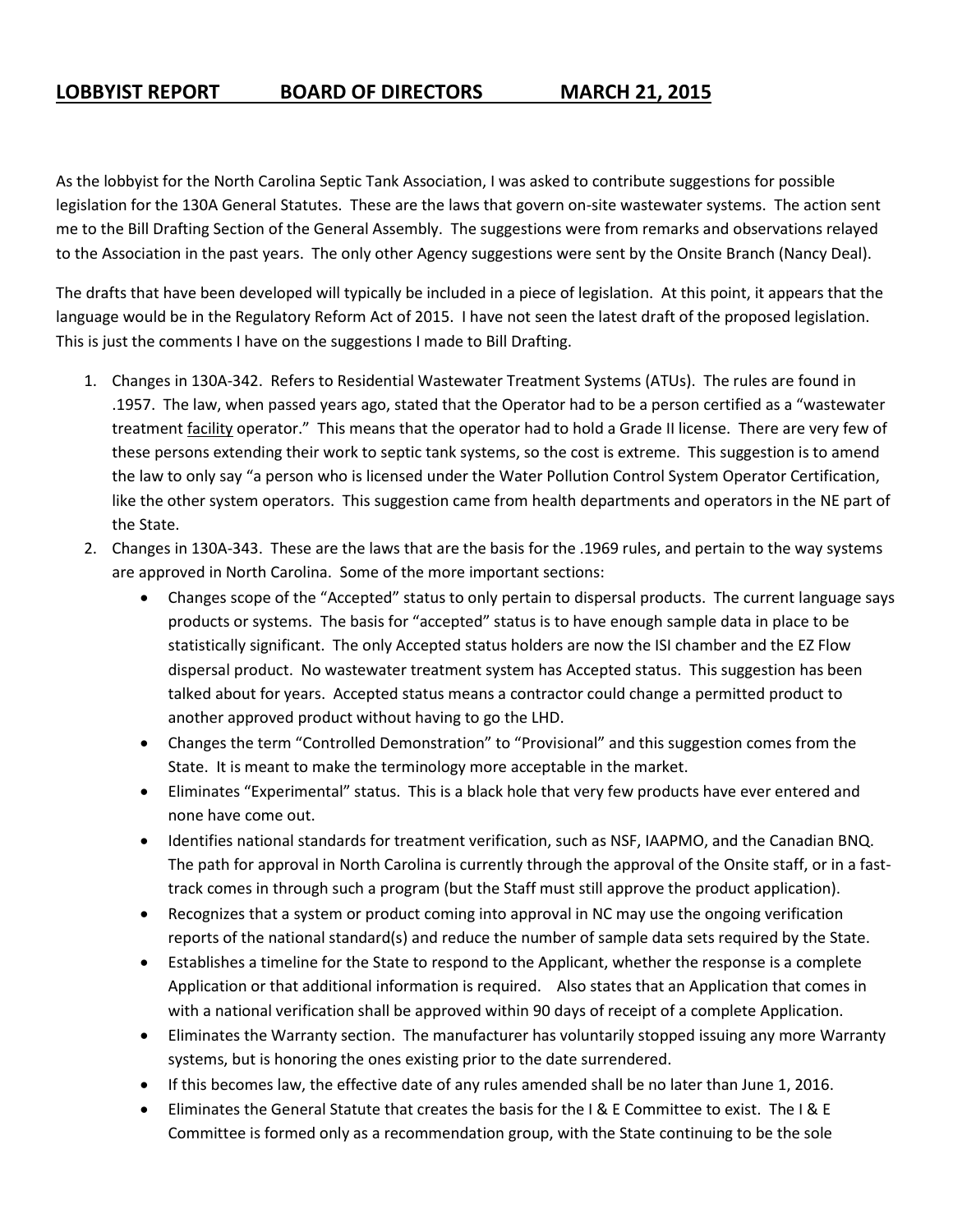**<u>LOBBYIST REPORT</u>** **<u>BOARD OF DIRECTORS</u>** **<u>MARCH 21, 2015</u>**

As the lobbyist for the North Carolina Septic Tank Association, I was asked to contribute suggestions for possible legislation for the 130A General Statutes. These are the laws that govern on-site wastewater systems. The action sent me to the Bill Drafting Section of the General Assembly. The suggestions were from remarks and observations relayed to the Association in the past years. The only other Agency suggestions were sent by the Onsite Branch (Nancy Deal).

The drafts that have been developed will typically be included in a piece of legislation. At this point, it appears that the language would be in the Regulatory Reform Act of 2015. I have not seen the latest draft of the proposed legislation. This is just the comments I have on the suggestions I made to Bill Drafting.

1. Changes in 130A-342. Refers to Residential Wastewater Treatment Systems (ATUs). The rules are found in .1957. The law, when passed years ago, stated that the Operator had to be a person certified as a "wastewater treatment <u>facility</u> operator." This means that the operator had to hold a Grade II license. There are very few of these persons extending their work to septic tank systems, so the cost is extreme. This suggestion is to amend the law to only say "a person who is licensed under the Water Pollution Control System Operator Certification, like the other system operators. This suggestion came from health departments and operators in the NE part of the State.
2. Changes in 130A-343. These are the laws that are the basis for the .1969 rules, and pertain to the way systems are approved in North Carolina. Some of the more important sections:
   - Changes scope of the "Accepted" status to only pertain to dispersal products. The current language says products or systems. The basis for "accepted" status is to have enough sample data in place to be statistically significant. The only Accepted status holders are now the ISI chamber and the EZ Flow dispersal product. No wastewater treatment system has Accepted status. This suggestion has been talked about for years. Accepted status means a contractor could change a permitted product to another approved product without having to go the LHD.
   - Changes the term "Controlled Demonstration" to "Provisional" and this suggestion comes from the State. It is meant to make the terminology more acceptable in the market.
   - Eliminates "Experimental" status. This is a black hole that very few products have ever entered and none have come out.
   - Identifies national standards for treatment verification, such as NSF, IAAPMO, and the Canadian BNQ. The path for approval in North Carolina is currently through the approval of the Onsite staff, or in a fast-track comes in through such a program (but the Staff must still approve the product application).
   - Recognizes that a system or product coming into approval in NC may use the ongoing verification reports of the national standard(s) and reduce the number of sample data sets required by the State.
   - Establishes a timeline for the State to respond to the Applicant, whether the response is a complete Application or that additional information is required. Also states that an Application that comes in with a national verification shall be approved within 90 days of receipt of a complete Application.
   - Eliminates the Warranty section. The manufacturer has voluntarily stopped issuing any more Warranty systems, but is honoring the ones existing prior to the date surrendered.
   - If this becomes law, the effective date of any rules amended shall be no later than June 1, 2016.
   - Eliminates the General Statute that creates the basis for the I & E Committee to exist. The I & E Committee is formed only as a recommendation group, with the State continuing to be the sole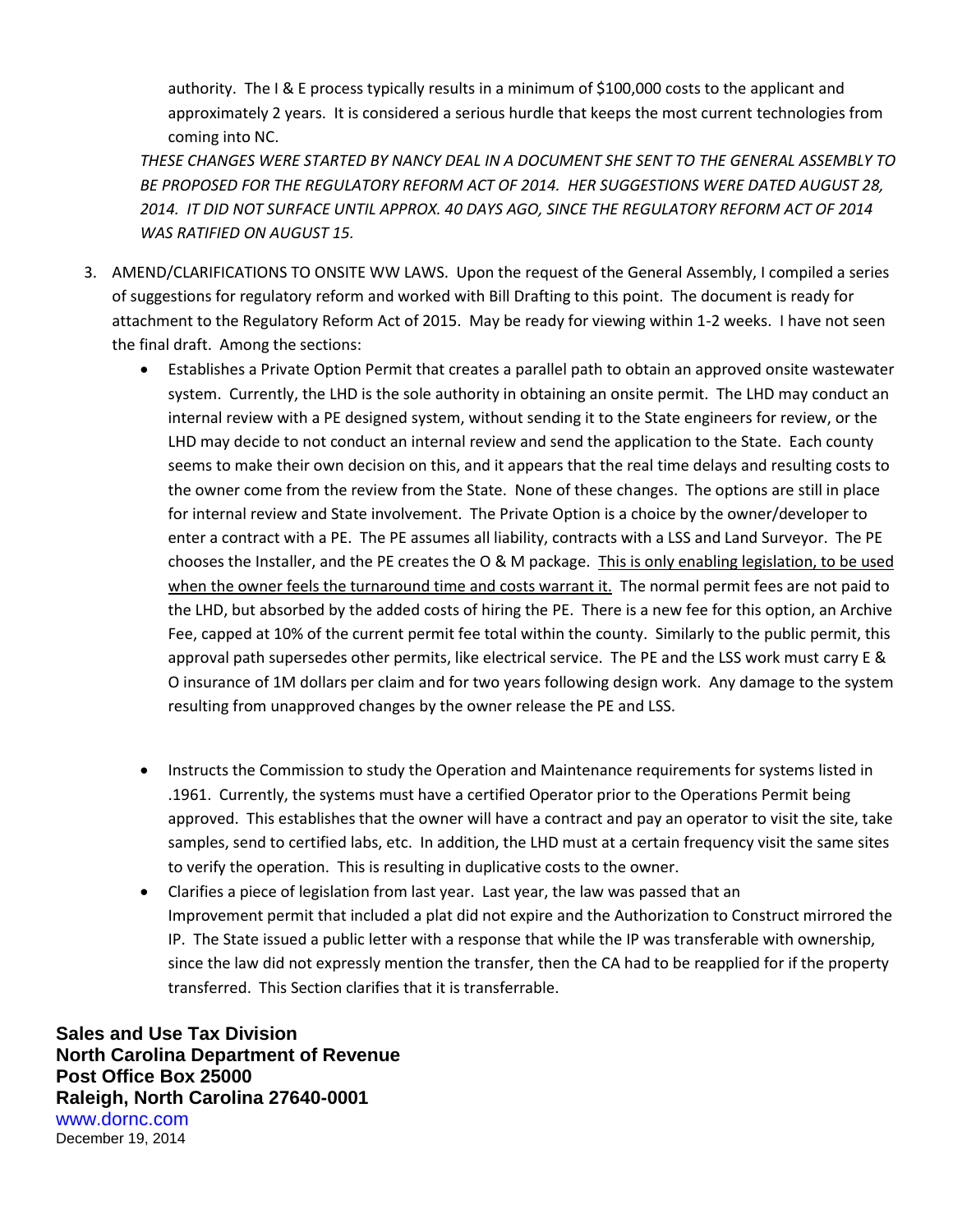authority. The I & E process typically results in a minimum of $100,000 costs to the applicant and approximately 2 years. It is considered a serious hurdle that keeps the most current technologies from coming into NC.

*THESE CHANGES WERE STARTED BY NANCY DEAL IN A DOCUMENT SHE SENT TO THE GENERAL ASSEMBLY TO BE PROPOSED FOR THE REGULATORY REFORM ACT OF 2014. HER SUGGESTIONS WERE DATED AUGUST 28, 2014. IT DID NOT SURFACE UNTIL APPROX. 40 DAYS AGO, SINCE THE REGULATORY REFORM ACT OF 2014 WAS RATIFIED ON AUGUST 15.*

3. AMEND/CLARIFICATIONS TO ONSITE WW LAWS. Upon the request of the General Assembly, I compiled a series of suggestions for regulatory reform and worked with Bill Drafting to this point. The document is ready for attachment to the Regulatory Reform Act of 2015. May be ready for viewing within 1-2 weeks. I have not seen the final draft. Among the sections:
   - Establishes a Private Option Permit that creates a parallel path to obtain an approved onsite wastewater system. Currently, the LHD is the sole authority in obtaining an onsite permit. The LHD may conduct an internal review with a PE designed system, without sending it to the State engineers for review, or the LHD may decide to not conduct an internal review and send the application to the State. Each county seems to make their own decision on this, and it appears that the real time delays and resulting costs to the owner come from the review from the State. None of these changes. The options are still in place for internal review and State involvement. The Private Option is a choice by the owner/developer to enter a contract with a PE. The PE assumes all liability, contracts with a LSS and Land Surveyor. The PE chooses the Installer, and the PE creates the O & M package. <u>This is only enabling legislation, to be used when the owner feels the turnaround time and costs warrant it.</u> The normal permit fees are not paid to the LHD, but absorbed by the added costs of hiring the PE. There is a new fee for this option, an Archive Fee, capped at 10% of the current permit fee total within the county. Similarly to the public permit, this approval path supersedes other permits, like electrical service. The PE and the LSS work must carry E & O insurance of 1M dollars per claim and for two years following design work. Any damage to the system resulting from unapproved changes by the owner release the PE and LSS.
   - Instructs the Commission to study the Operation and Maintenance requirements for systems listed in .1961. Currently, the systems must have a certified Operator prior to the Operations Permit being approved. This establishes that the owner will have a contract and pay an operator to visit the site, take samples, send to certified labs, etc. In addition, the LHD must at a certain frequency visit the same sites to verify the operation. This is resulting in duplicative costs to the owner.
   - Clarifies a piece of legislation from last year. Last year, the law was passed that an Improvement permit that included a plat did not expire and the Authorization to Construct mirrored the IP. The State issued a public letter with a response that while the IP was transferable with ownership, since the law did not expressly mention the transfer, then the CA had to be reapplied for if the property transferred. This Section clarifies that it is transferrable.

**Sales and Use Tax Division**
**North Carolina Department of Revenue**
**Post Office Box 25000**
**Raleigh, North Carolina 27640-0001**
www.dornc.com
December 19, 2014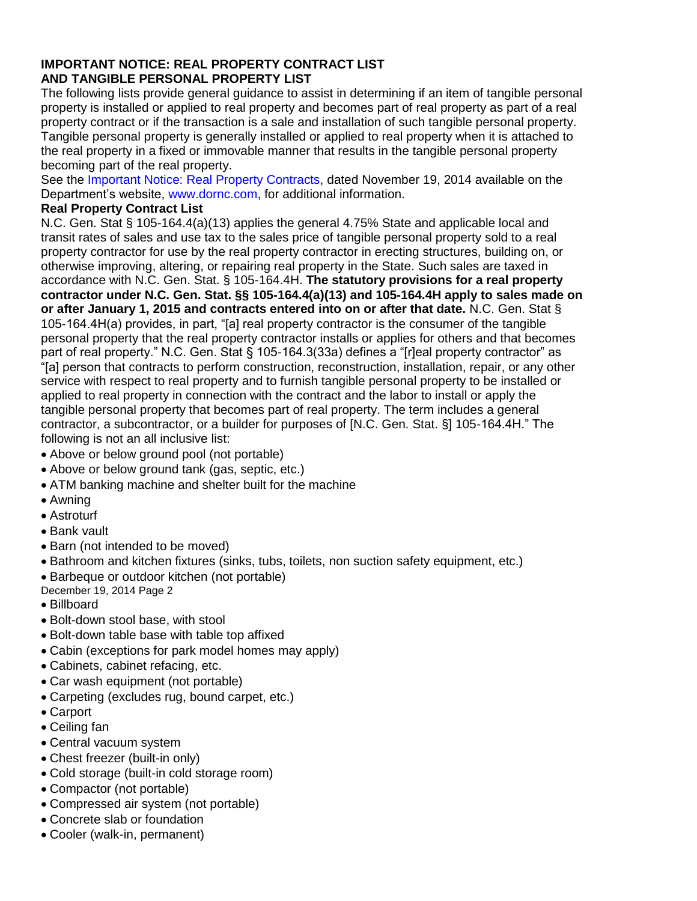**IMPORTANT NOTICE: REAL PROPERTY CONTRACT LIST AND TANGIBLE PERSONAL PROPERTY LIST**

The following lists provide general guidance to assist in determining if an item of tangible personal property is installed or applied to real property and becomes part of real property as part of a real property contract or if the transaction is a sale and installation of such tangible personal property. Tangible personal property is generally installed or applied to real property when it is attached to the real property in a fixed or immovable manner that results in the tangible personal property becoming part of the real property.

See the Important Notice: Real Property Contracts, dated November 19, 2014 available on the Department's website, www.dornc.com, for additional information.

**Real Property Contract List**

N.C. Gen. Stat § 105-164.4(a)(13) applies the general 4.75% State and applicable local and transit rates of sales and use tax to the sales price of tangible personal property sold to a real property contractor for use by the real property contractor in erecting structures, building on, or otherwise improving, altering, or repairing real property in the State. Such sales are taxed in accordance with N.C. Gen. Stat. § 105-164.4H. **The statutory provisions for a real property contractor under N.C. Gen. Stat. §§ 105-164.4(a)(13) and 105-164.4H apply to sales made on or after January 1, 2015 and contracts entered into on or after that date.** N.C. Gen. Stat § 105-164.4H(a) provides, in part, "[a] real property contractor is the consumer of the tangible personal property that the real property contractor installs or applies for others and that becomes part of real property." N.C. Gen. Stat § 105-164.3(33a) defines a "[r]eal property contractor" as "[a] person that contracts to perform construction, reconstruction, installation, repair, or any other service with respect to real property and to furnish tangible personal property to be installed or applied to real property in connection with the contract and the labor to install or apply the tangible personal property that becomes part of real property. The term includes a general contractor, a subcontractor, or a builder for purposes of [N.C. Gen. Stat. §] 105-164.4H." The following is not an all inclusive list:

- Above or below ground pool (not portable)
- Above or below ground tank (gas, septic, etc.)
- ATM banking machine and shelter built for the machine
- Awning
- Astroturf
- Bank vault
- Barn (not intended to be moved)
- Bathroom and kitchen fixtures (sinks, tubs, toilets, non suction safety equipment, etc.)
- Barbeque or outdoor kitchen (not portable)
- Billboard
- Bolt-down stool base, with stool
- Bolt-down table base with table top affixed
- Cabin (exceptions for park model homes may apply)
- Cabinets, cabinet refacing, etc.
- Car wash equipment (not portable)
- Carpeting (excludes rug, bound carpet, etc.)
- Carport
- Ceiling fan
- Central vacuum system
- Chest freezer (built-in only)
- Cold storage (built-in cold storage room)
- Compactor (not portable)
- Compressed air system (not portable)
- Concrete slab or foundation
- Cooler (walk-in, permanent)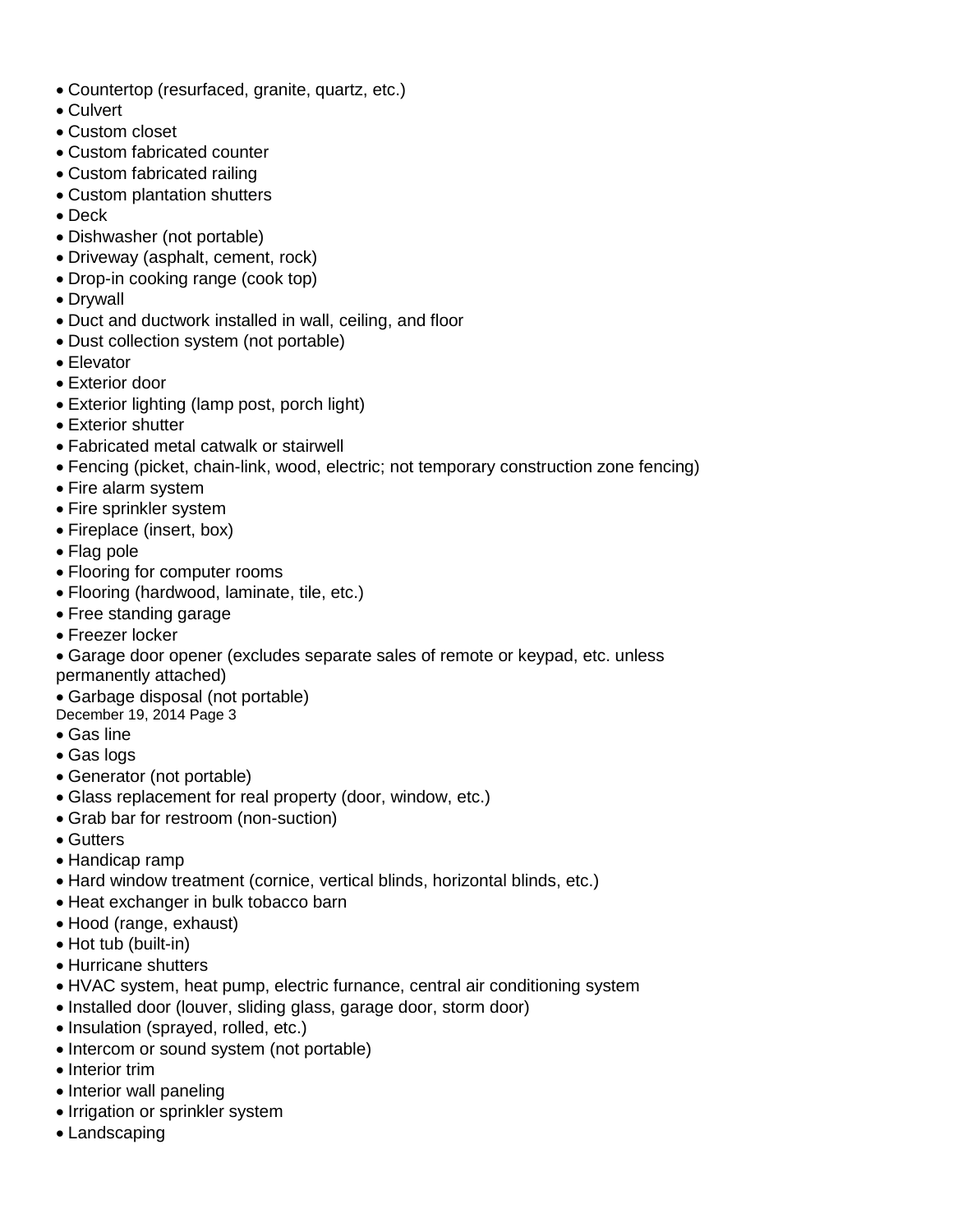- Countertop (resurfaced, granite, quartz, etc.)
- Culvert
- Custom closet
- Custom fabricated counter
- Custom fabricated railing
- Custom plantation shutters
- Deck
- Dishwasher (not portable)
- Driveway (asphalt, cement, rock)
- Drop-in cooking range (cook top)
- Drywall
- Duct and ductwork installed in wall, ceiling, and floor
- Dust collection system (not portable)
- Elevator
- Exterior door
- Exterior lighting (lamp post, porch light)
- Exterior shutter
- Fabricated metal catwalk or stairwell
- Fencing (picket, chain-link, wood, electric; not temporary construction zone fencing)
- Fire alarm system
- Fire sprinkler system
- Fireplace (insert, box)
- Flag pole
- Flooring for computer rooms
- Flooring (hardwood, laminate, tile, etc.)
- Free standing garage
- Freezer locker
- Garage door opener (excludes separate sales of remote or keypad, etc. unless permanently attached)
- Garbage disposal (not portable)
- Gas line
- Gas logs
- Generator (not portable)
- Glass replacement for real property (door, window, etc.)
- Grab bar for restroom (non-suction)
- Gutters
- Handicap ramp
- Hard window treatment (cornice, vertical blinds, horizontal blinds, etc.)
- Heat exchanger in bulk tobacco barn
- Hood (range, exhaust)
- Hot tub (built-in)
- Hurricane shutters
- HVAC system, heat pump, electric furnance, central air conditioning system
- Installed door (louver, sliding glass, garage door, storm door)
- Insulation (sprayed, rolled, etc.)
- Intercom or sound system (not portable)
- Interior trim
- Interior wall paneling
- Irrigation or sprinkler system
- Landscaping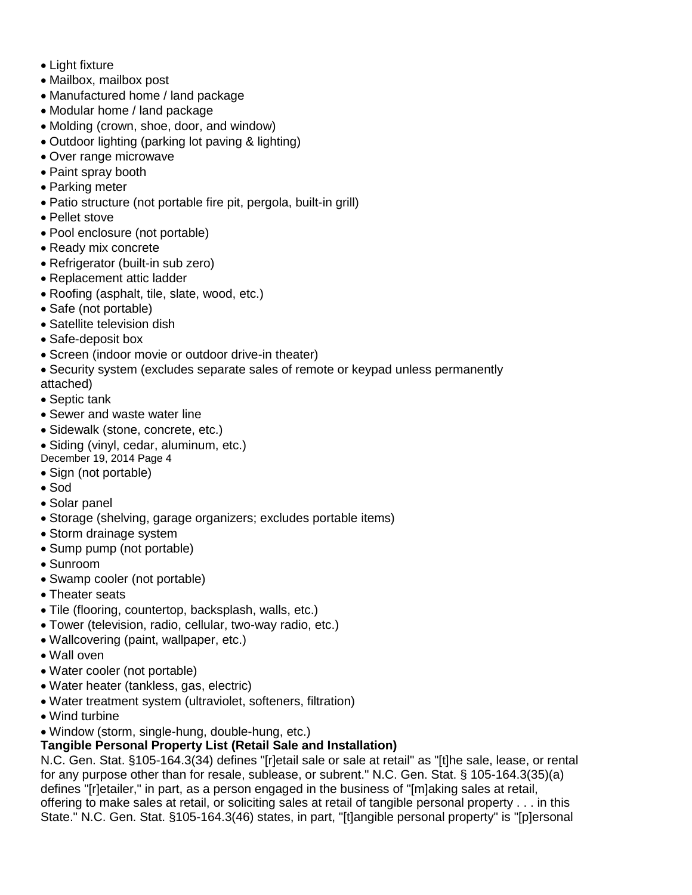- Light fixture
- Mailbox, mailbox post
- Manufactured home / land package
- Modular home / land package
- Molding (crown, shoe, door, and window)
- Outdoor lighting (parking lot paving & lighting)
- Over range microwave
- Paint spray booth
- Parking meter
- Patio structure (not portable fire pit, pergola, built-in grill)
- Pellet stove
- Pool enclosure (not portable)
- Ready mix concrete
- Refrigerator (built-in sub zero)
- Replacement attic ladder
- Roofing (asphalt, tile, slate, wood, etc.)
- Safe (not portable)
- Satellite television dish
- Safe-deposit box
- Screen (indoor movie or outdoor drive-in theater)
- Security system (excludes separate sales of remote or keypad unless permanently attached)
- Septic tank
- Sewer and waste water line
- Sidewalk (stone, concrete, etc.)
- Siding (vinyl, cedar, aluminum, etc.)
- Sign (not portable)
- Sod
- Solar panel
- Storage (shelving, garage organizers; excludes portable items)
- Storm drainage system
- Sump pump (not portable)
- Sunroom
- Swamp cooler (not portable)
- Theater seats
- Tile (flooring, countertop, backsplash, walls, etc.)
- Tower (television, radio, cellular, two-way radio, etc.)
- Wallcovering (paint, wallpaper, etc.)
- Wall oven
- Water cooler (not portable)
- Water heater (tankless, gas, electric)
- Water treatment system (ultraviolet, softeners, filtration)
- Wind turbine
- Window (storm, single-hung, double-hung, etc.)

**Tangible Personal Property List (Retail Sale and Installation)**

N.C. Gen. Stat. §105-164.3(34) defines "[r]etail sale or sale at retail" as "[t]he sale, lease, or rental for any purpose other than for resale, sublease, or subrent." N.C. Gen. Stat. § 105-164.3(35)(a) defines "[r]etailer," in part, as a person engaged in the business of "[m]aking sales at retail, offering to make sales at retail, or soliciting sales at retail of tangible personal property . . . in this State." N.C. Gen. Stat. §105-164.3(46) states, in part, "[t]angible personal property" is "[p]ersonal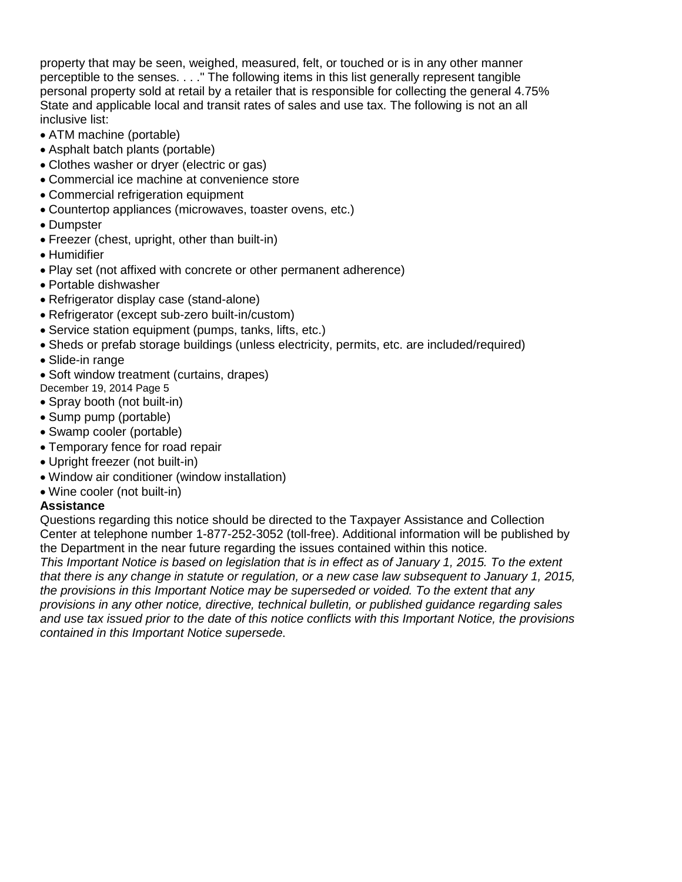property that may be seen, weighed, measured, felt, or touched or is in any other manner perceptible to the senses. . . ." The following items in this list generally represent tangible personal property sold at retail by a retailer that is responsible for collecting the general 4.75% State and applicable local and transit rates of sales and use tax. The following is not an all inclusive list:

- ATM machine (portable)
- Asphalt batch plants (portable)
- Clothes washer or dryer (electric or gas)
- Commercial ice machine at convenience store
- Commercial refrigeration equipment
- Countertop appliances (microwaves, toaster ovens, etc.)
- Dumpster
- Freezer (chest, upright, other than built-in)
- Humidifier
- Play set (not affixed with concrete or other permanent adherence)
- Portable dishwasher
- Refrigerator display case (stand-alone)
- Refrigerator (except sub-zero built-in/custom)
- Service station equipment (pumps, tanks, lifts, etc.)
- Sheds or prefab storage buildings (unless electricity, permits, etc. are included/required)
- Slide-in range
- Soft window treatment (curtains, drapes)
- Spray booth (not built-in)
- Sump pump (portable)
- Swamp cooler (portable)
- Temporary fence for road repair
- Upright freezer (not built-in)
- Window air conditioner (window installation)
- Wine cooler (not built-in)

**Assistance**

Questions regarding this notice should be directed to the Taxpayer Assistance and Collection Center at telephone number 1-877-252-3052 (toll-free). Additional information will be published by the Department in the near future regarding the issues contained within this notice.

*This Important Notice is based on legislation that is in effect as of January 1, 2015. To the extent that there is any change in statute or regulation, or a new case law subsequent to January 1, 2015, the provisions in this Important Notice may be superseded or voided. To the extent that any provisions in any other notice, directive, technical bulletin, or published guidance regarding sales and use tax issued prior to the date of this notice conflicts with this Important Notice, the provisions contained in this Important Notice supersede.*